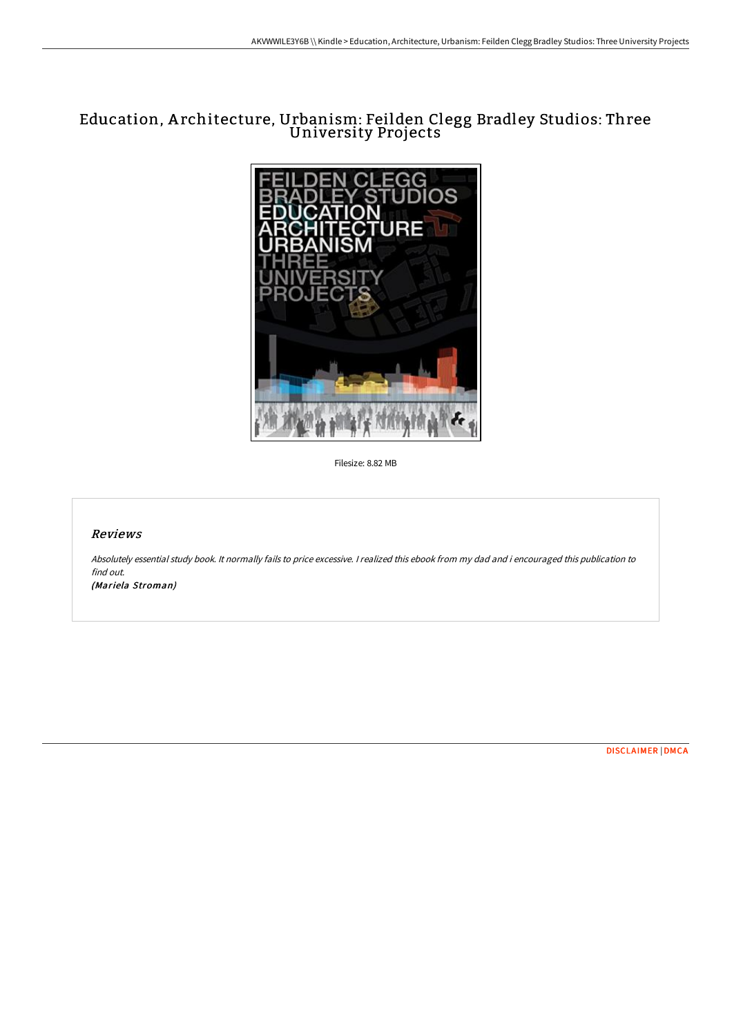# Education, Architecture, Urbanism: Feilden Clegg Bradley Studios: Three University Projects

Filesize: 8.82 MB

## Reviews

*Absolutely essential study book. It normally fails to price excessive. I realized this ebook from my dad and i encouraged this publication to find out.*
*(Mariela Stroman)*

DISCLAIMER | DMCA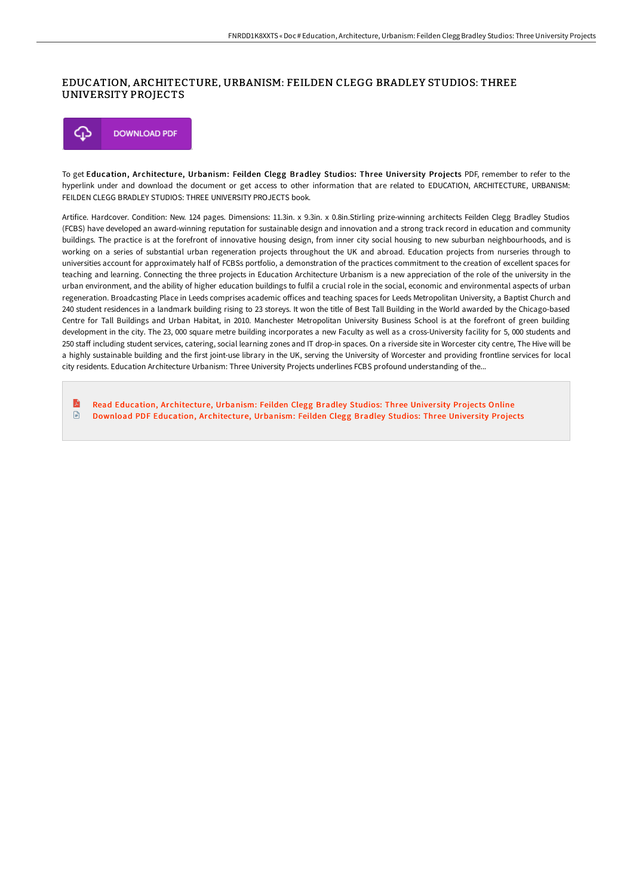# EDUCATION, ARCHITECTURE, URBANISM: FEILDEN CLEGG BRADLEY STUDIOS: THREE UNIVERSITY PROJECTS

DOWNLOAD PDF

To get **Education, Architecture, Urbanism: Feilden Clegg Bradley Studios: Three University Projects** PDF, remember to refer to the hyperlink under and download the document or get access to other information that are related to EDUCATION, ARCHITECTURE, URBANISM: FEILDEN CLEGG BRADLEY STUDIOS: THREE UNIVERSITY PROJECTS book.

Artifice. Hardcover. Condition: New. 124 pages. Dimensions: 11.3in. x 9.3in. x 0.8in.Stirling prize-winning architects Feilden Clegg Bradley Studios (FCBS) have developed an award-winning reputation for sustainable design and innovation and a strong track record in education and community buildings. The practice is at the forefront of innovative housing design, from inner city social housing to new suburban neighbourhoods, and is working on a series of substantial urban regeneration projects throughout the UK and abroad. Education projects from nurseries through to universities account for approximately half of FCBSs portfolio, a demonstration of the practices commitment to the creation of excellent spaces for teaching and learning. Connecting the three projects in Education Architecture Urbanism is a new appreciation of the role of the university in the urban environment, and the ability of higher education buildings to fulfil a crucial role in the social, economic and environmental aspects of urban regeneration. Broadcasting Place in Leeds comprises academic offices and teaching spaces for Leeds Metropolitan University, a Baptist Church and 240 student residences in a landmark building rising to 23 storeys. It won the title of Best Tall Building in the World awarded by the Chicago-based Centre for Tall Buildings and Urban Habitat, in 2010. Manchester Metropolitan University Business School is at the forefront of green building development in the city. The 23, 000 square metre building incorporates a new Faculty as well as a cross-University facility for 5, 000 students and 250 staff including student services, catering, social learning zones and IT drop-in spaces. On a riverside site in Worcester city centre, The Hive will be a highly sustainable building and the first joint-use library in the UK, serving the University of Worcester and providing frontline services for local city residents. Education Architecture Urbanism: Three University Projects underlines FCBS profound understanding of the...

- Read Education, Architecture, Urbanism: Feilden Clegg Bradley Studios: Three University Projects Online
- Download PDF Education, Architecture, Urbanism: Feilden Clegg Bradley Studios: Three University Projects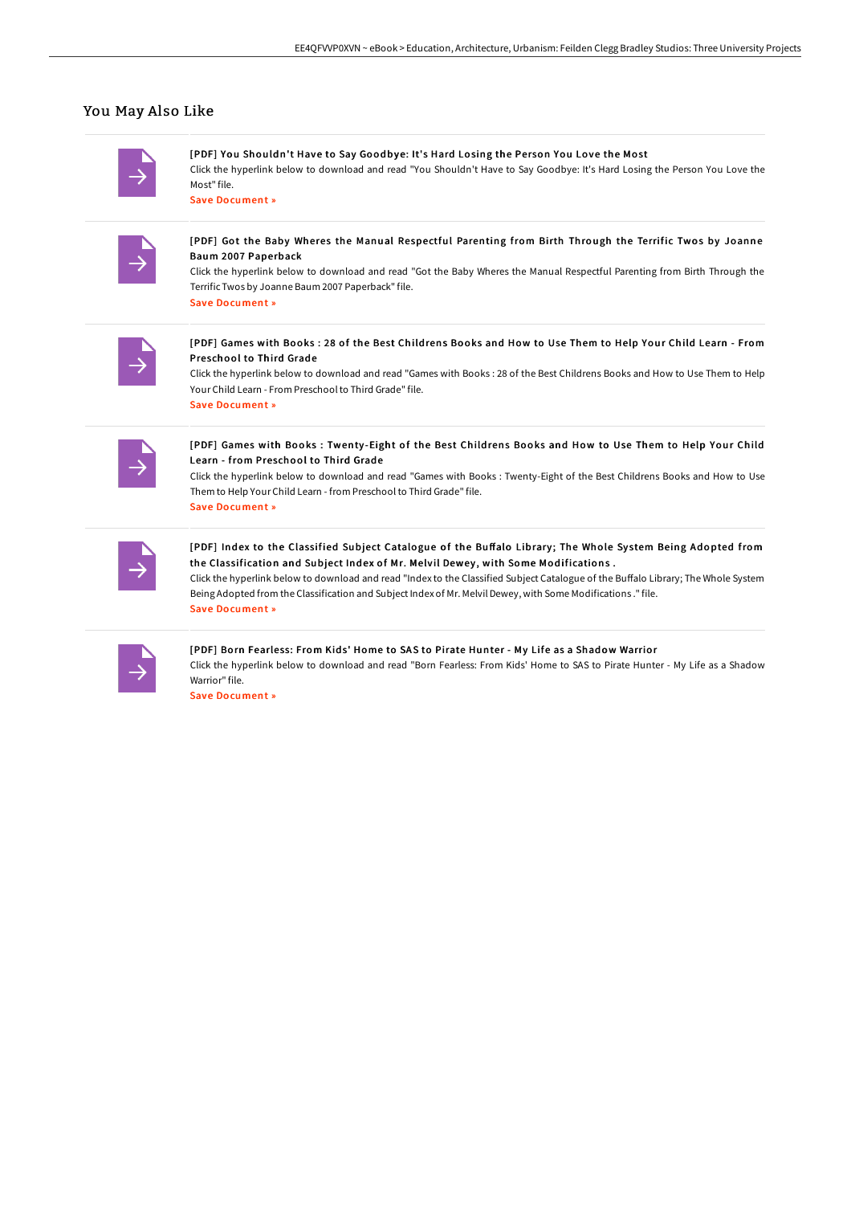## You May Also Like

**[PDF] You Shouldn't Have to Say Goodbye: It's Hard Losing the Person You Love the Most**

Click the hyperlink below to download and read "You Shouldn't Have to Say Goodbye: It's Hard Losing the Person You Love the Most" file.

Save Document »

**[PDF] Got the Baby Wheres the Manual Respectful Parenting from Birth Through the Terrific Twos by Joanne Baum 2007 Paperback**

Click the hyperlink below to download and read "Got the Baby Wheres the Manual Respectful Parenting from Birth Through the Terrific Twos by Joanne Baum 2007 Paperback" file.

Save Document »

**[PDF] Games with Books : 28 of the Best Childrens Books and How to Use Them to Help Your Child Learn - From Preschool to Third Grade**

Click the hyperlink below to download and read "Games with Books : 28 of the Best Childrens Books and How to Use Them to Help Your Child Learn - From Preschool to Third Grade" file.

Save Document »

**[PDF] Games with Books : Twenty-Eight of the Best Childrens Books and How to Use Them to Help Your Child Learn - from Preschool to Third Grade**

Click the hyperlink below to download and read "Games with Books : Twenty-Eight of the Best Childrens Books and How to Use Them to Help Your Child Learn - from Preschool to Third Grade" file.

Save Document »

**[PDF] Index to the Classified Subject Catalogue of the Buffalo Library; The Whole System Being Adopted from the Classification and Subject Index of Mr. Melvil Dewey, with Some Modifications .**

Click the hyperlink below to download and read "Index to the Classified Subject Catalogue of the Buffalo Library; The Whole System Being Adopted from the Classification and Subject Index of Mr. Melvil Dewey, with Some Modifications ." file.

Save Document »

**[PDF] Born Fearless: From Kids' Home to SAS to Pirate Hunter - My Life as a Shadow Warrior**

Click the hyperlink below to download and read "Born Fearless: From Kids' Home to SAS to Pirate Hunter - My Life as a Shadow Warrior" file.

Save Document »